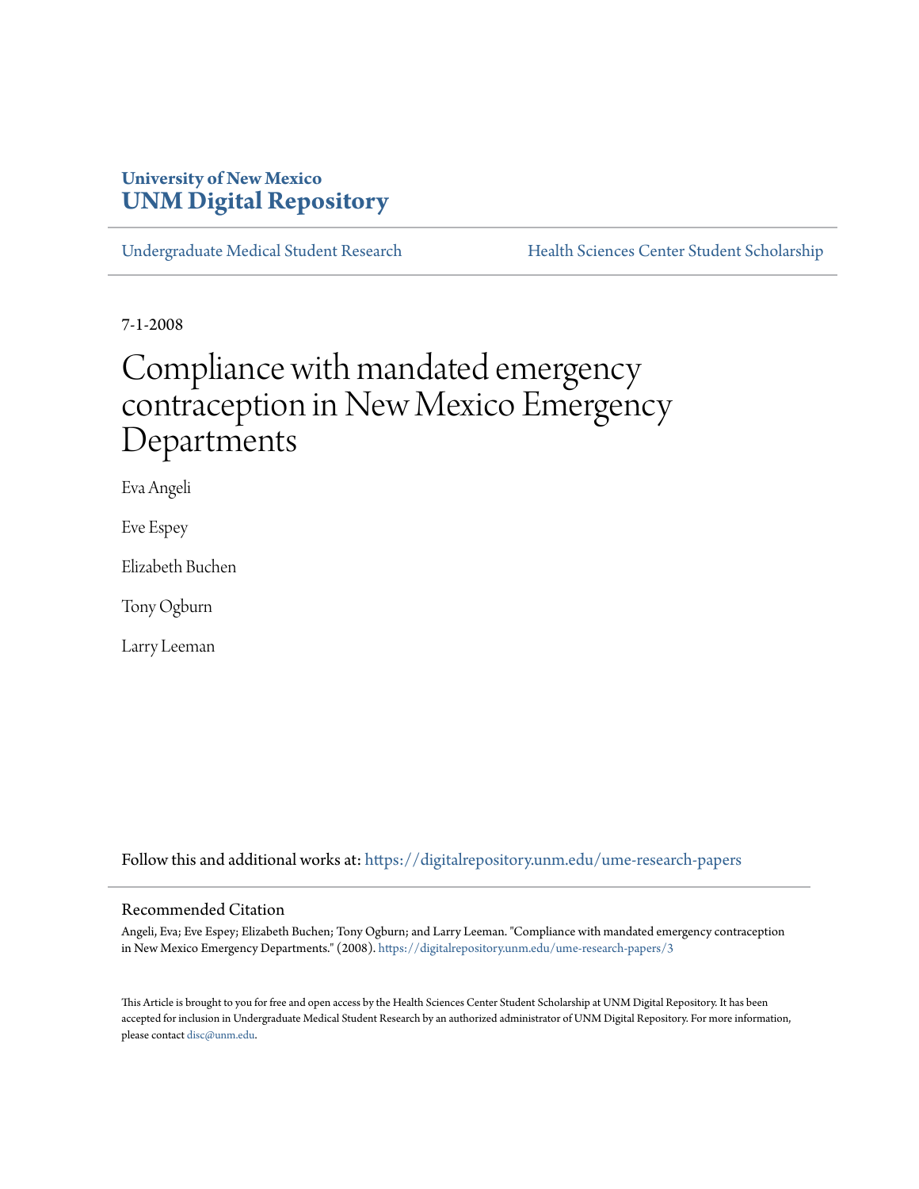University of New Mexico
**UNM Digital Repository**

Undergraduate Medical Student Research | Health Sciences Center Student Scholarship

7-1-2008

# Compliance with mandated emergency contraception in New Mexico Emergency Departments

Eva Angeli

Eve Espey

Elizabeth Buchen

Tony Ogburn

Larry Leeman

Follow this and additional works at: https://digitalrepository.unm.edu/ume-research-papers

## Recommended Citation

Angeli, Eva; Eve Espey; Elizabeth Buchen; Tony Ogburn; and Larry Leeman. "Compliance with mandated emergency contraception in New Mexico Emergency Departments." (2008). https://digitalrepository.unm.edu/ume-research-papers/3

This Article is brought to you for free and open access by the Health Sciences Center Student Scholarship at UNM Digital Repository. It has been accepted for inclusion in Undergraduate Medical Student Research by an authorized administrator of UNM Digital Repository. For more information, please contact disc@unm.edu.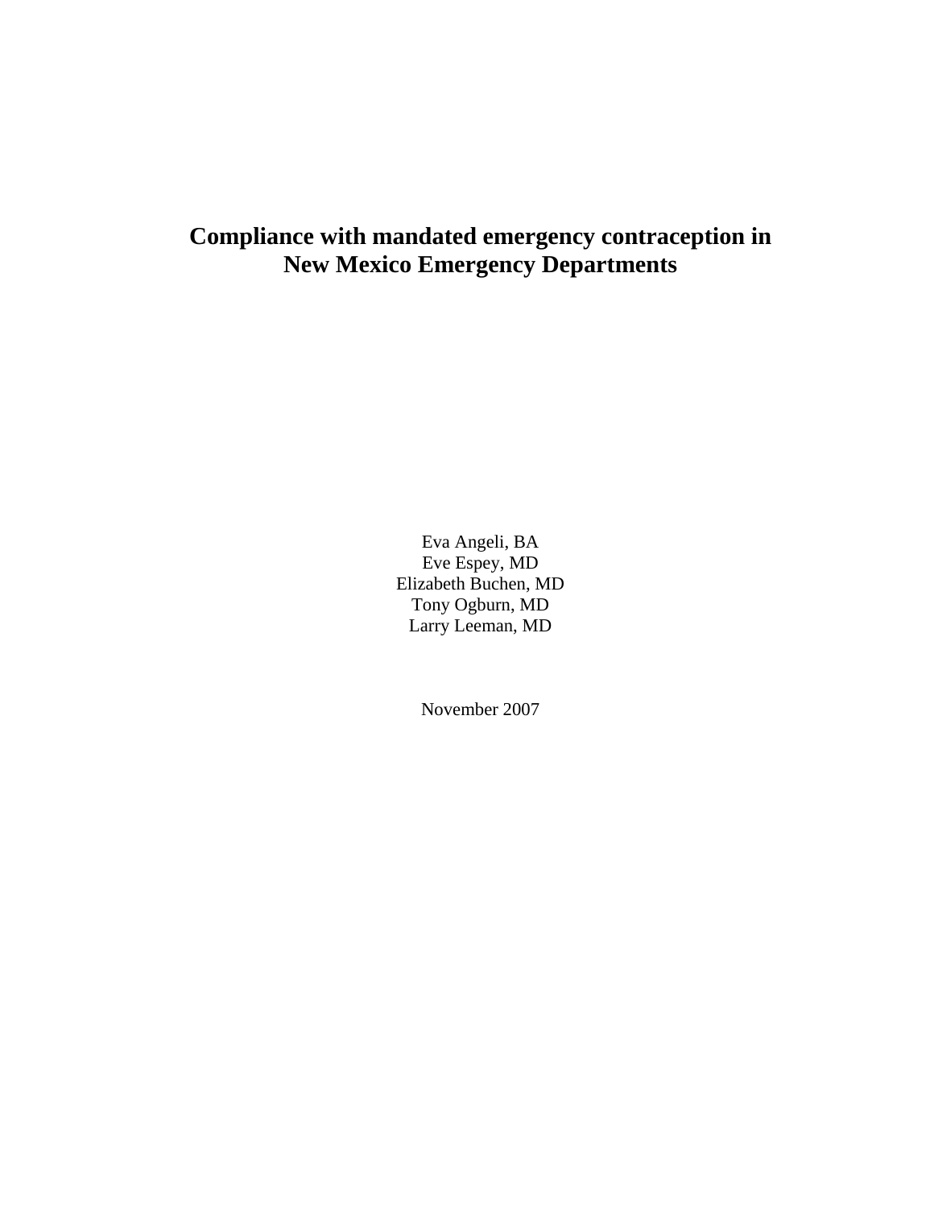# Compliance with mandated emergency contraception in New Mexico Emergency Departments

Eva Angeli, BA
Eve Espey, MD
Elizabeth Buchen, MD
Tony Ogburn, MD
Larry Leeman, MD

November 2007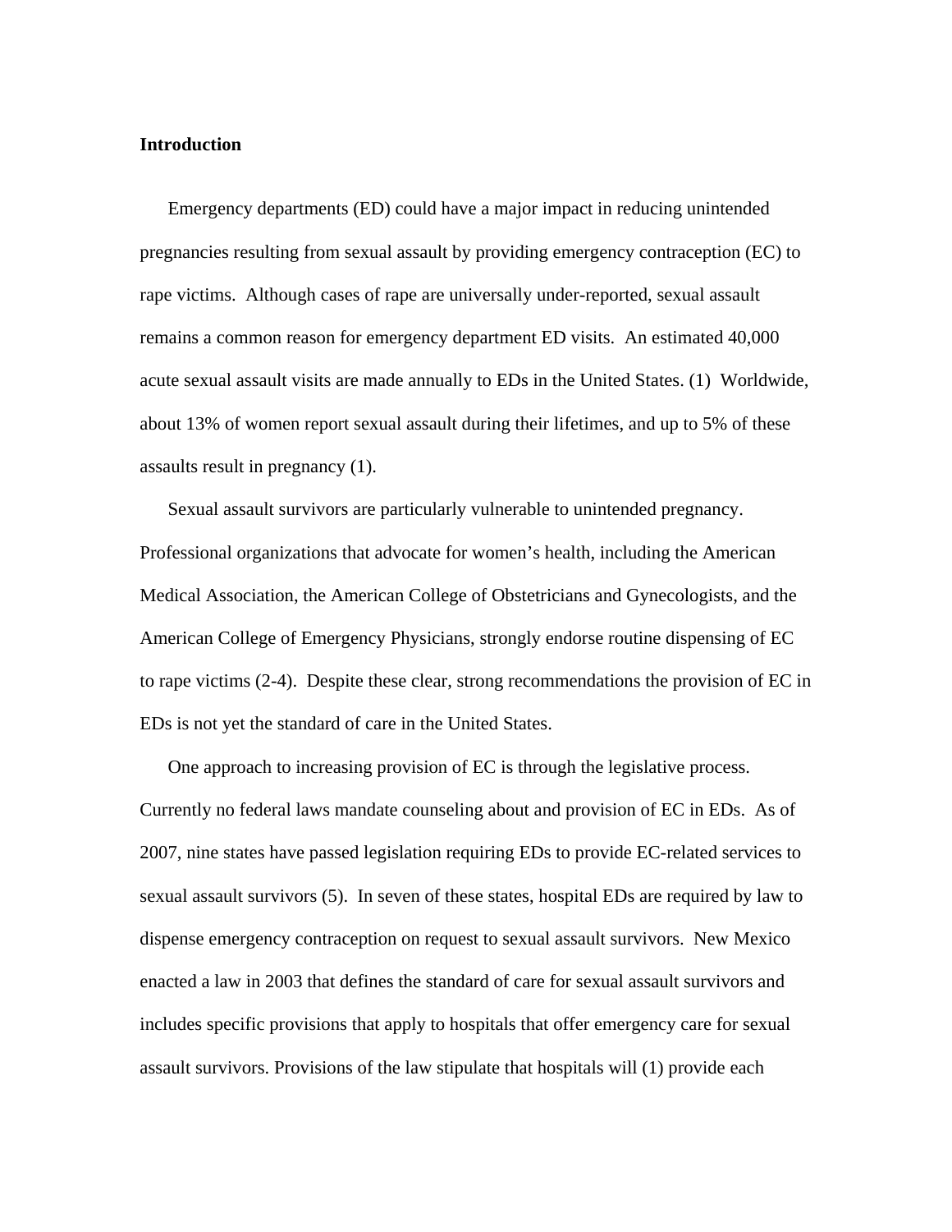## Introduction

Emergency departments (ED) could have a major impact in reducing unintended pregnancies resulting from sexual assault by providing emergency contraception (EC) to rape victims. Although cases of rape are universally under-reported, sexual assault remains a common reason for emergency department ED visits. An estimated 40,000 acute sexual assault visits are made annually to EDs in the United States. (1) Worldwide, about 13% of women report sexual assault during their lifetimes, and up to 5% of these assaults result in pregnancy (1).

Sexual assault survivors are particularly vulnerable to unintended pregnancy. Professional organizations that advocate for women's health, including the American Medical Association, the American College of Obstetricians and Gynecologists, and the American College of Emergency Physicians, strongly endorse routine dispensing of EC to rape victims (2-4). Despite these clear, strong recommendations the provision of EC in EDs is not yet the standard of care in the United States.

One approach to increasing provision of EC is through the legislative process. Currently no federal laws mandate counseling about and provision of EC in EDs. As of 2007, nine states have passed legislation requiring EDs to provide EC-related services to sexual assault survivors (5). In seven of these states, hospital EDs are required by law to dispense emergency contraception on request to sexual assault survivors. New Mexico enacted a law in 2003 that defines the standard of care for sexual assault survivors and includes specific provisions that apply to hospitals that offer emergency care for sexual assault survivors. Provisions of the law stipulate that hospitals will (1) provide each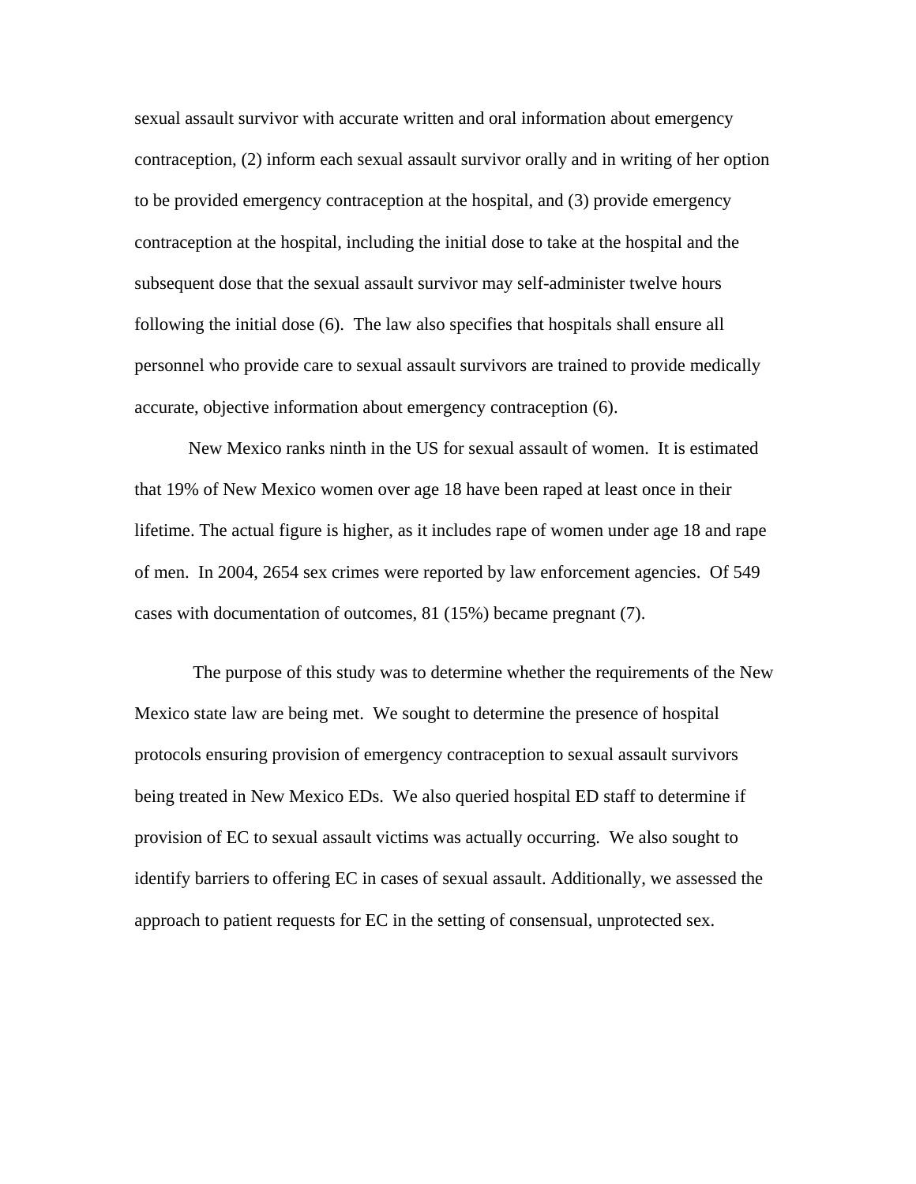sexual assault survivor with accurate written and oral information about emergency contraception, (2) inform each sexual assault survivor orally and in writing of her option to be provided emergency contraception at the hospital, and (3) provide emergency contraception at the hospital, including the initial dose to take at the hospital and the subsequent dose that the sexual assault survivor may self-administer twelve hours following the initial dose (6). The law also specifies that hospitals shall ensure all personnel who provide care to sexual assault survivors are trained to provide medically accurate, objective information about emergency contraception (6).

New Mexico ranks ninth in the US for sexual assault of women. It is estimated that 19% of New Mexico women over age 18 have been raped at least once in their lifetime. The actual figure is higher, as it includes rape of women under age 18 and rape of men. In 2004, 2654 sex crimes were reported by law enforcement agencies. Of 549 cases with documentation of outcomes, 81 (15%) became pregnant (7).

The purpose of this study was to determine whether the requirements of the New Mexico state law are being met. We sought to determine the presence of hospital protocols ensuring provision of emergency contraception to sexual assault survivors being treated in New Mexico EDs. We also queried hospital ED staff to determine if provision of EC to sexual assault victims was actually occurring. We also sought to identify barriers to offering EC in cases of sexual assault. Additionally, we assessed the approach to patient requests for EC in the setting of consensual, unprotected sex.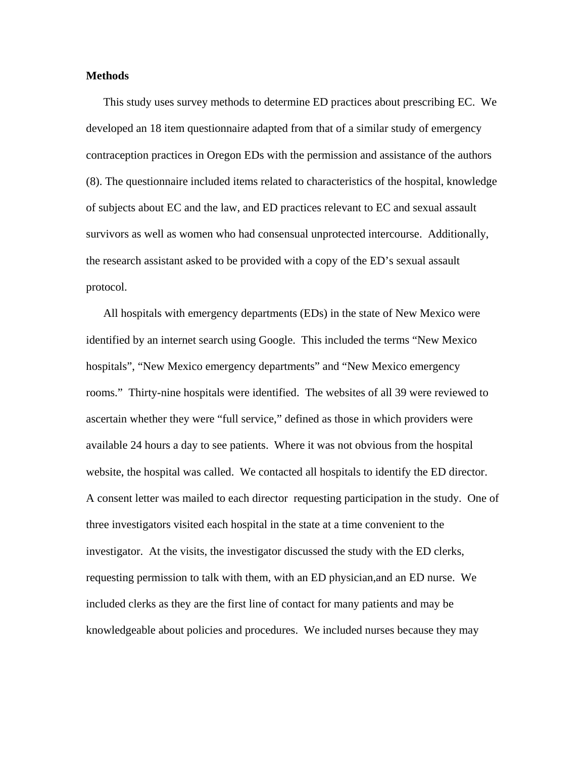**Methods**

This study uses survey methods to determine ED practices about prescribing EC. We developed an 18 item questionnaire adapted from that of a similar study of emergency contraception practices in Oregon EDs with the permission and assistance of the authors (8). The questionnaire included items related to characteristics of the hospital, knowledge of subjects about EC and the law, and ED practices relevant to EC and sexual assault survivors as well as women who had consensual unprotected intercourse. Additionally, the research assistant asked to be provided with a copy of the ED's sexual assault protocol.

All hospitals with emergency departments (EDs) in the state of New Mexico were identified by an internet search using Google. This included the terms "New Mexico hospitals", "New Mexico emergency departments" and "New Mexico emergency rooms." Thirty-nine hospitals were identified. The websites of all 39 were reviewed to ascertain whether they were "full service," defined as those in which providers were available 24 hours a day to see patients. Where it was not obvious from the hospital website, the hospital was called. We contacted all hospitals to identify the ED director. A consent letter was mailed to each director requesting participation in the study. One of three investigators visited each hospital in the state at a time convenient to the investigator. At the visits, the investigator discussed the study with the ED clerks, requesting permission to talk with them, with an ED physician,and an ED nurse. We included clerks as they are the first line of contact for many patients and may be knowledgeable about policies and procedures. We included nurses because they may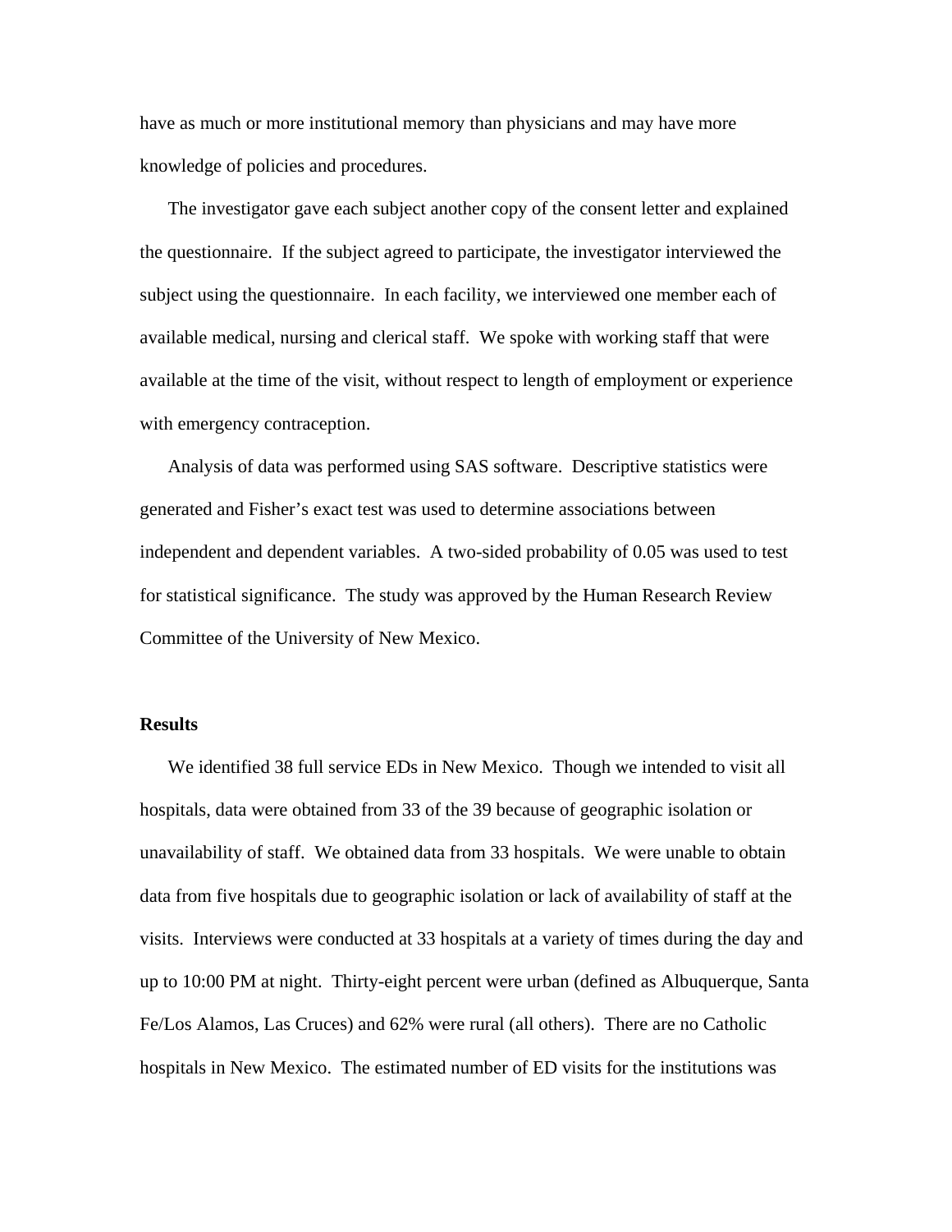have as much or more institutional memory than physicians and may have more knowledge of policies and procedures.

The investigator gave each subject another copy of the consent letter and explained the questionnaire. If the subject agreed to participate, the investigator interviewed the subject using the questionnaire. In each facility, we interviewed one member each of available medical, nursing and clerical staff. We spoke with working staff that were available at the time of the visit, without respect to length of employment or experience with emergency contraception.

Analysis of data was performed using SAS software. Descriptive statistics were generated and Fisher's exact test was used to determine associations between independent and dependent variables. A two-sided probability of 0.05 was used to test for statistical significance. The study was approved by the Human Research Review Committee of the University of New Mexico.

**Results**

We identified 38 full service EDs in New Mexico. Though we intended to visit all hospitals, data were obtained from 33 of the 39 because of geographic isolation or unavailability of staff. We obtained data from 33 hospitals. We were unable to obtain data from five hospitals due to geographic isolation or lack of availability of staff at the visits. Interviews were conducted at 33 hospitals at a variety of times during the day and up to 10:00 PM at night. Thirty-eight percent were urban (defined as Albuquerque, Santa Fe/Los Alamos, Las Cruces) and 62% were rural (all others). There are no Catholic hospitals in New Mexico. The estimated number of ED visits for the institutions was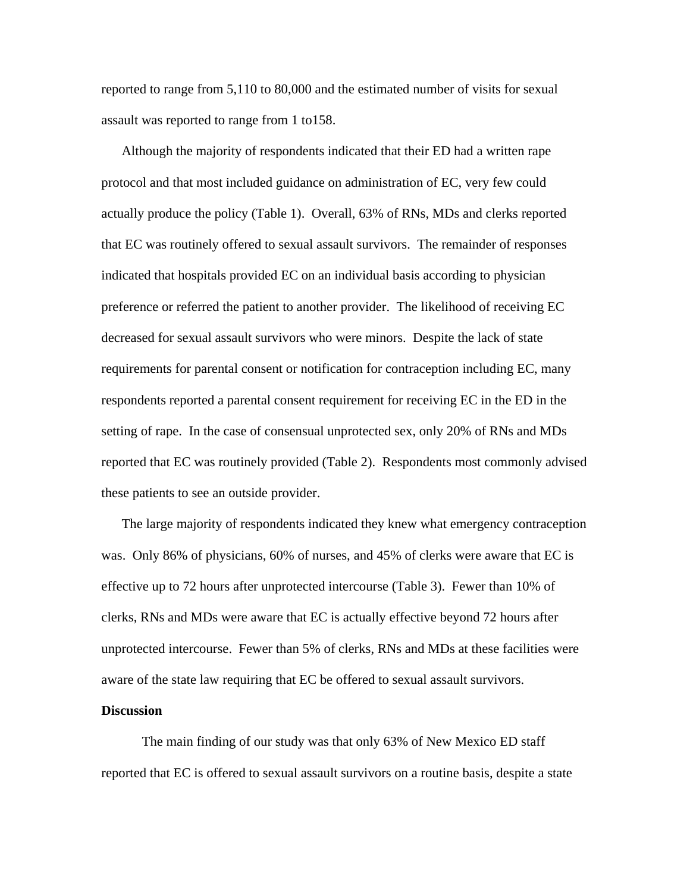reported to range from 5,110 to 80,000 and the estimated number of visits for sexual assault was reported to range from 1 to158.

Although the majority of respondents indicated that their ED had a written rape protocol and that most included guidance on administration of EC, very few could actually produce the policy (Table 1). Overall, 63% of RNs, MDs and clerks reported that EC was routinely offered to sexual assault survivors. The remainder of responses indicated that hospitals provided EC on an individual basis according to physician preference or referred the patient to another provider. The likelihood of receiving EC decreased for sexual assault survivors who were minors. Despite the lack of state requirements for parental consent or notification for contraception including EC, many respondents reported a parental consent requirement for receiving EC in the ED in the setting of rape. In the case of consensual unprotected sex, only 20% of RNs and MDs reported that EC was routinely provided (Table 2). Respondents most commonly advised these patients to see an outside provider.

The large majority of respondents indicated they knew what emergency contraception was. Only 86% of physicians, 60% of nurses, and 45% of clerks were aware that EC is effective up to 72 hours after unprotected intercourse (Table 3). Fewer than 10% of clerks, RNs and MDs were aware that EC is actually effective beyond 72 hours after unprotected intercourse. Fewer than 5% of clerks, RNs and MDs at these facilities were aware of the state law requiring that EC be offered to sexual assault survivors.

**Discussion**

The main finding of our study was that only 63% of New Mexico ED staff reported that EC is offered to sexual assault survivors on a routine basis, despite a state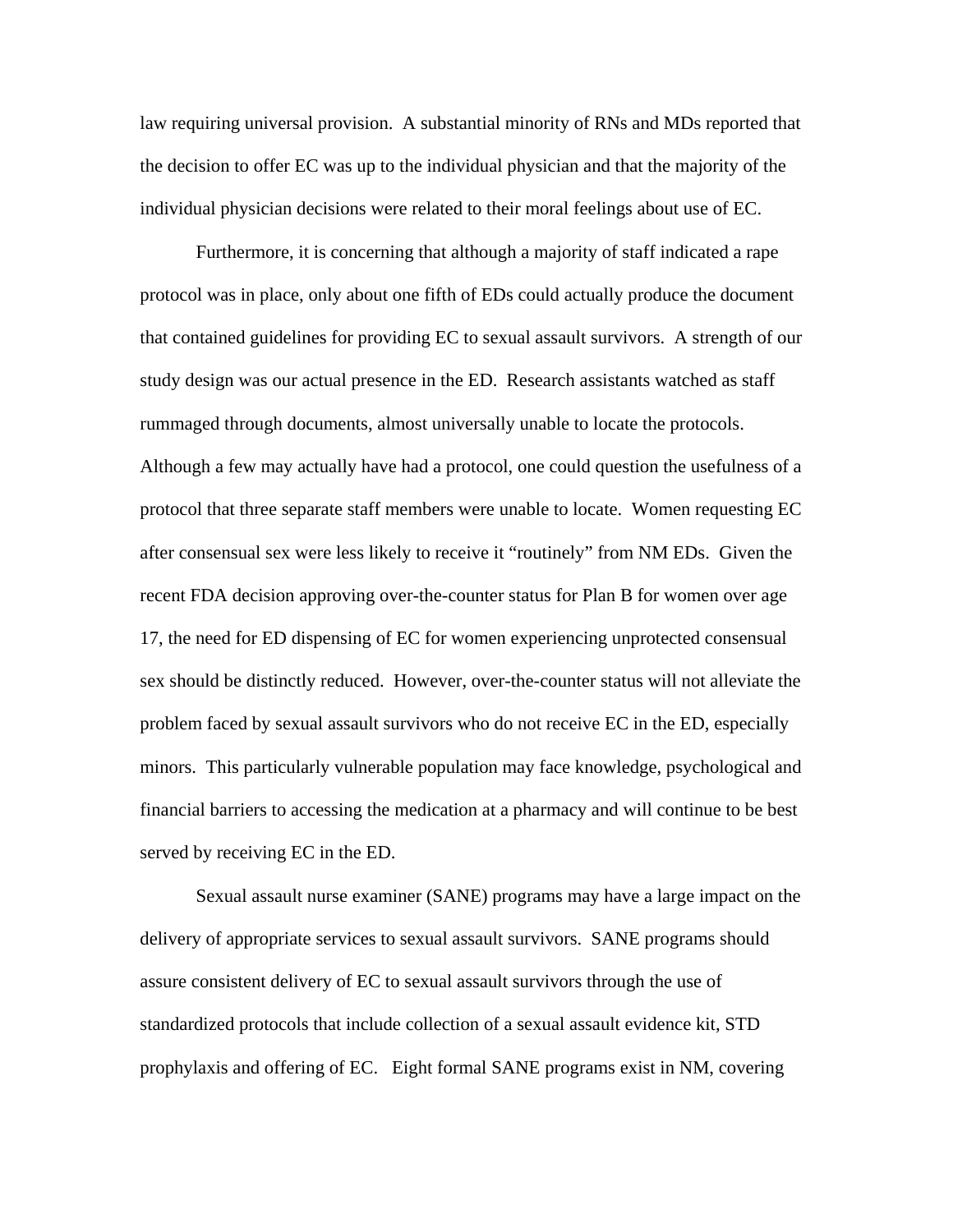law requiring universal provision. A substantial minority of RNs and MDs reported that the decision to offer EC was up to the individual physician and that the majority of the individual physician decisions were related to their moral feelings about use of EC.

Furthermore, it is concerning that although a majority of staff indicated a rape protocol was in place, only about one fifth of EDs could actually produce the document that contained guidelines for providing EC to sexual assault survivors. A strength of our study design was our actual presence in the ED. Research assistants watched as staff rummaged through documents, almost universally unable to locate the protocols. Although a few may actually have had a protocol, one could question the usefulness of a protocol that three separate staff members were unable to locate. Women requesting EC after consensual sex were less likely to receive it "routinely" from NM EDs. Given the recent FDA decision approving over-the-counter status for Plan B for women over age 17, the need for ED dispensing of EC for women experiencing unprotected consensual sex should be distinctly reduced. However, over-the-counter status will not alleviate the problem faced by sexual assault survivors who do not receive EC in the ED, especially minors. This particularly vulnerable population may face knowledge, psychological and financial barriers to accessing the medication at a pharmacy and will continue to be best served by receiving EC in the ED.

Sexual assault nurse examiner (SANE) programs may have a large impact on the delivery of appropriate services to sexual assault survivors. SANE programs should assure consistent delivery of EC to sexual assault survivors through the use of standardized protocols that include collection of a sexual assault evidence kit, STD prophylaxis and offering of EC. Eight formal SANE programs exist in NM, covering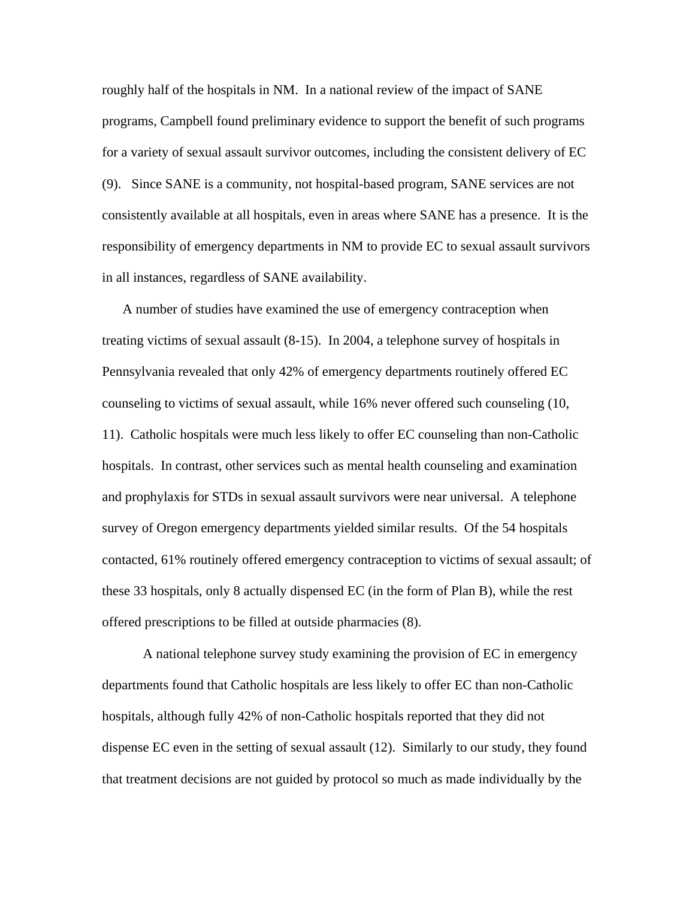roughly half of the hospitals in NM. In a national review of the impact of SANE programs, Campbell found preliminary evidence to support the benefit of such programs for a variety of sexual assault survivor outcomes, including the consistent delivery of EC (9). Since SANE is a community, not hospital-based program, SANE services are not consistently available at all hospitals, even in areas where SANE has a presence. It is the responsibility of emergency departments in NM to provide EC to sexual assault survivors in all instances, regardless of SANE availability.

A number of studies have examined the use of emergency contraception when treating victims of sexual assault (8-15). In 2004, a telephone survey of hospitals in Pennsylvania revealed that only 42% of emergency departments routinely offered EC counseling to victims of sexual assault, while 16% never offered such counseling (10, 11). Catholic hospitals were much less likely to offer EC counseling than non-Catholic hospitals. In contrast, other services such as mental health counseling and examination and prophylaxis for STDs in sexual assault survivors were near universal. A telephone survey of Oregon emergency departments yielded similar results. Of the 54 hospitals contacted, 61% routinely offered emergency contraception to victims of sexual assault; of these 33 hospitals, only 8 actually dispensed EC (in the form of Plan B), while the rest offered prescriptions to be filled at outside pharmacies (8).

A national telephone survey study examining the provision of EC in emergency departments found that Catholic hospitals are less likely to offer EC than non-Catholic hospitals, although fully 42% of non-Catholic hospitals reported that they did not dispense EC even in the setting of sexual assault (12). Similarly to our study, they found that treatment decisions are not guided by protocol so much as made individually by the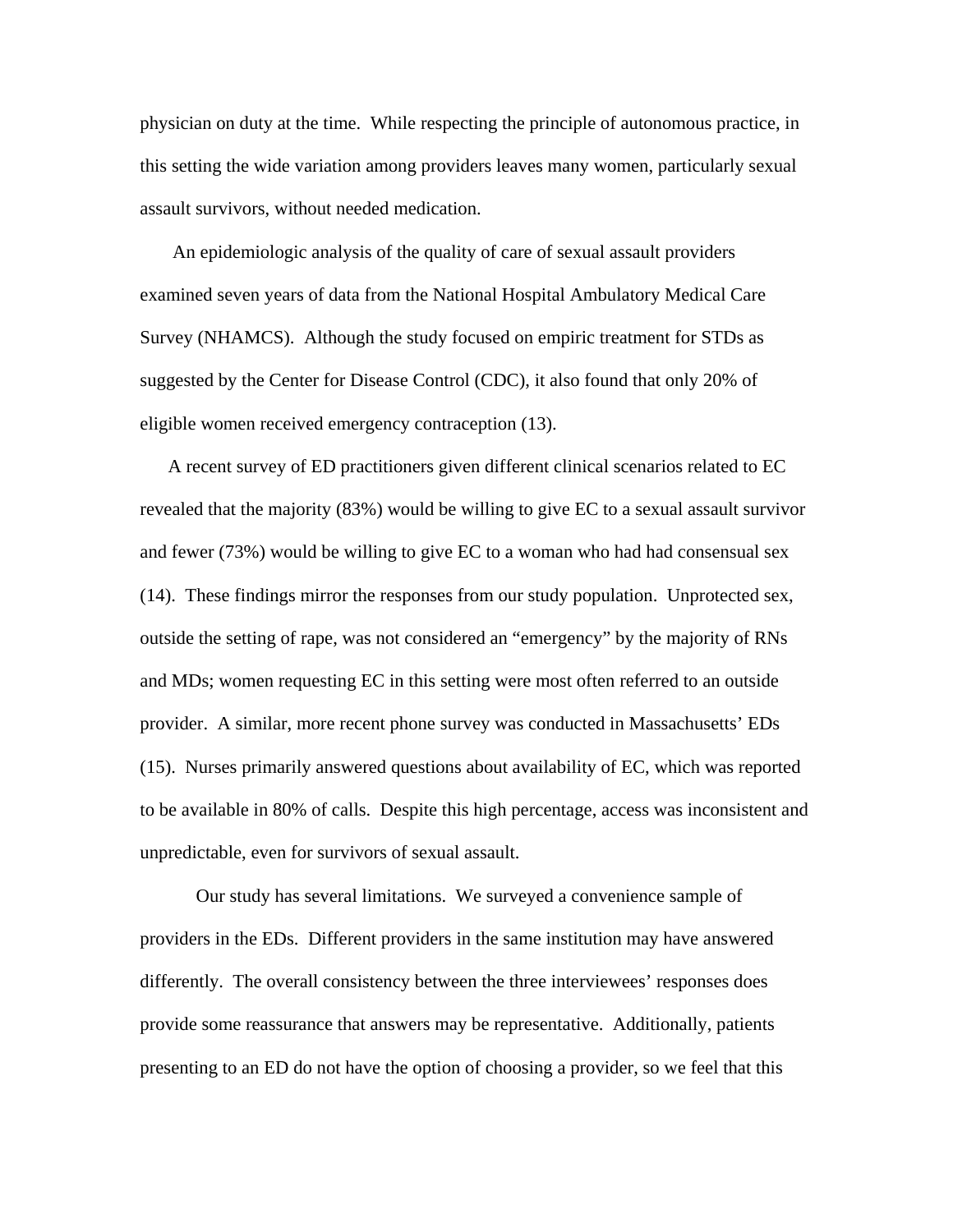physician on duty at the time. While respecting the principle of autonomous practice, in this setting the wide variation among providers leaves many women, particularly sexual assault survivors, without needed medication.

An epidemiologic analysis of the quality of care of sexual assault providers examined seven years of data from the National Hospital Ambulatory Medical Care Survey (NHAMCS). Although the study focused on empiric treatment for STDs as suggested by the Center for Disease Control (CDC), it also found that only 20% of eligible women received emergency contraception (13).

A recent survey of ED practitioners given different clinical scenarios related to EC revealed that the majority (83%) would be willing to give EC to a sexual assault survivor and fewer (73%) would be willing to give EC to a woman who had had consensual sex (14). These findings mirror the responses from our study population. Unprotected sex, outside the setting of rape, was not considered an "emergency" by the majority of RNs and MDs; women requesting EC in this setting were most often referred to an outside provider. A similar, more recent phone survey was conducted in Massachusetts' EDs (15). Nurses primarily answered questions about availability of EC, which was reported to be available in 80% of calls. Despite this high percentage, access was inconsistent and unpredictable, even for survivors of sexual assault.

Our study has several limitations. We surveyed a convenience sample of providers in the EDs. Different providers in the same institution may have answered differently. The overall consistency between the three interviewees' responses does provide some reassurance that answers may be representative. Additionally, patients presenting to an ED do not have the option of choosing a provider, so we feel that this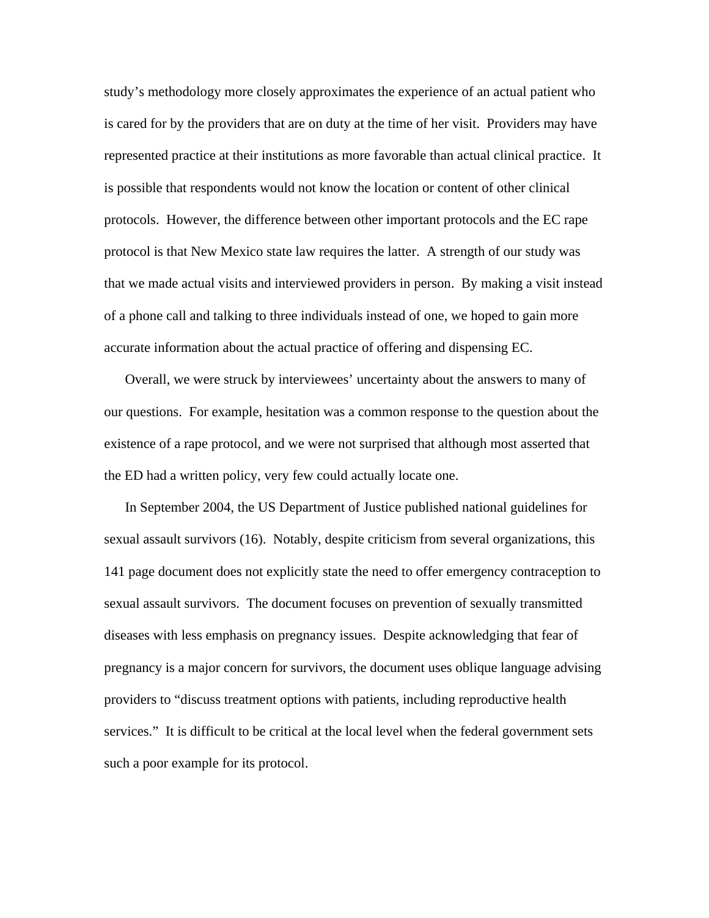study's methodology more closely approximates the experience of an actual patient who is cared for by the providers that are on duty at the time of her visit. Providers may have represented practice at their institutions as more favorable than actual clinical practice. It is possible that respondents would not know the location or content of other clinical protocols. However, the difference between other important protocols and the EC rape protocol is that New Mexico state law requires the latter. A strength of our study was that we made actual visits and interviewed providers in person. By making a visit instead of a phone call and talking to three individuals instead of one, we hoped to gain more accurate information about the actual practice of offering and dispensing EC.

Overall, we were struck by interviewees' uncertainty about the answers to many of our questions. For example, hesitation was a common response to the question about the existence of a rape protocol, and we were not surprised that although most asserted that the ED had a written policy, very few could actually locate one.

In September 2004, the US Department of Justice published national guidelines for sexual assault survivors (16). Notably, despite criticism from several organizations, this 141 page document does not explicitly state the need to offer emergency contraception to sexual assault survivors. The document focuses on prevention of sexually transmitted diseases with less emphasis on pregnancy issues. Despite acknowledging that fear of pregnancy is a major concern for survivors, the document uses oblique language advising providers to "discuss treatment options with patients, including reproductive health services." It is difficult to be critical at the local level when the federal government sets such a poor example for its protocol.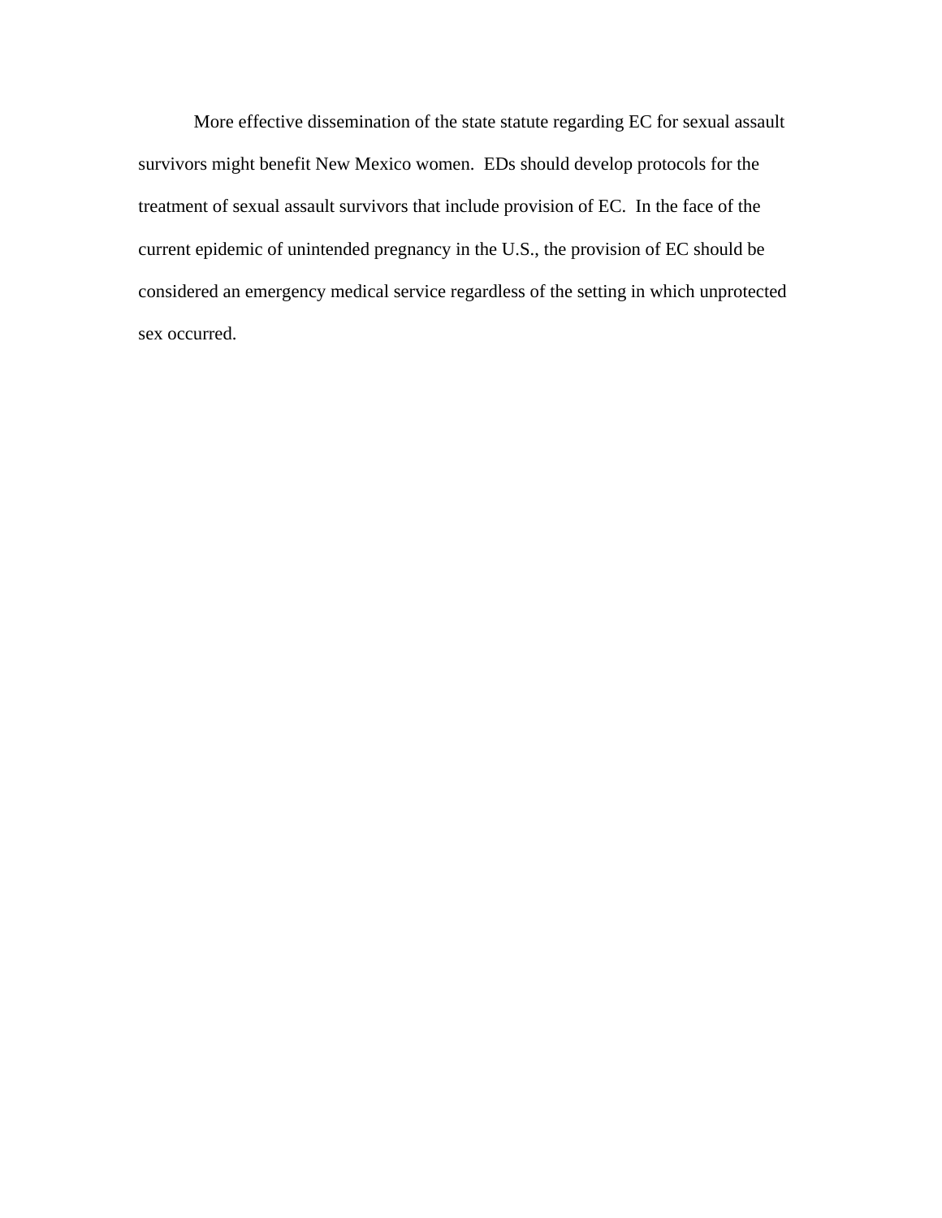More effective dissemination of the state statute regarding EC for sexual assault survivors might benefit New Mexico women. EDs should develop protocols for the treatment of sexual assault survivors that include provision of EC. In the face of the current epidemic of unintended pregnancy in the U.S., the provision of EC should be considered an emergency medical service regardless of the setting in which unprotected sex occurred.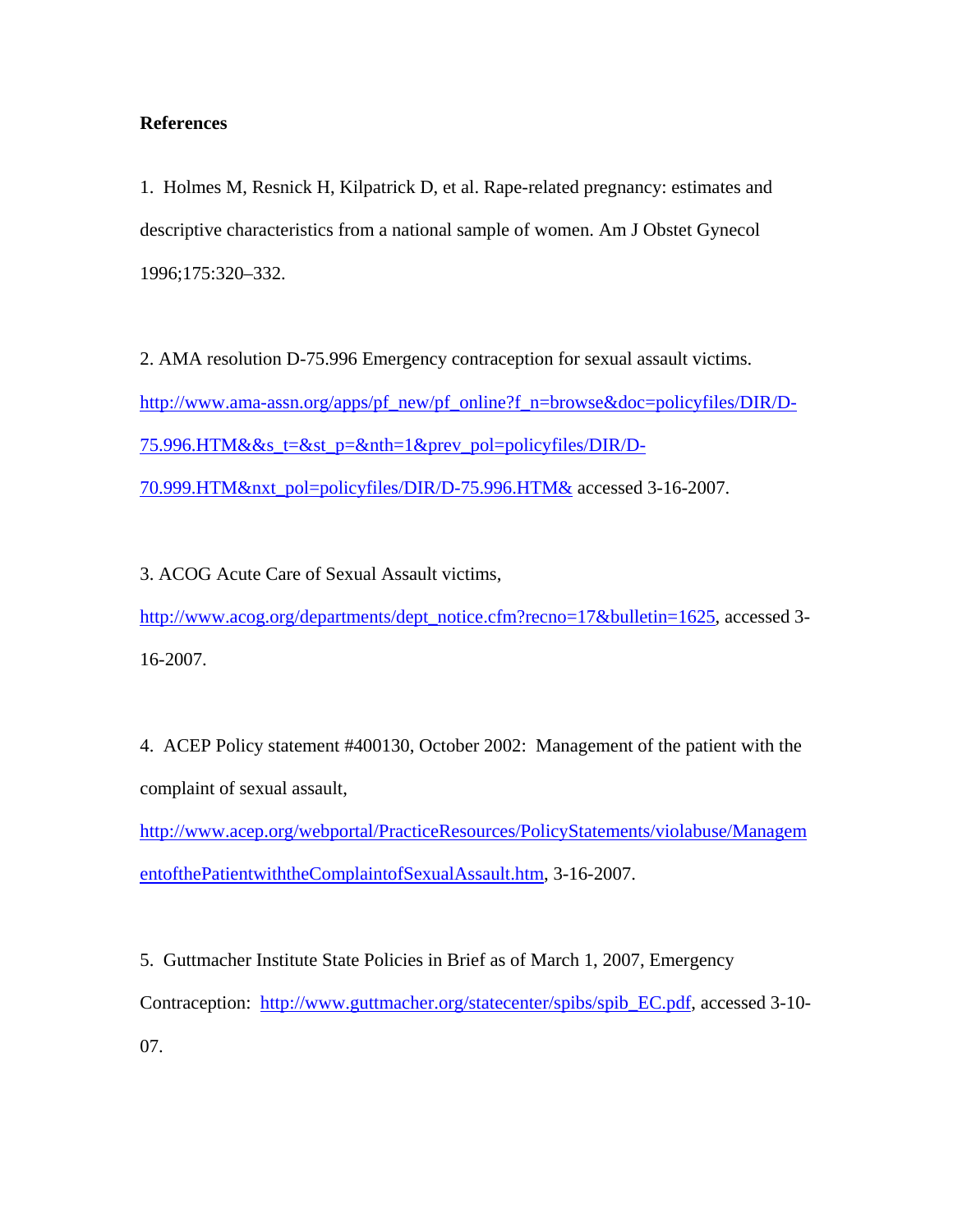**References**

1. Holmes M, Resnick H, Kilpatrick D, et al. Rape-related pregnancy: estimates and descriptive characteristics from a national sample of women. Am J Obstet Gynecol 1996;175:320–332.

2. AMA resolution D-75.996 Emergency contraception for sexual assault victims. http://www.ama-assn.org/apps/pf_new/pf_online?f_n=browse&doc=policyfiles/DIR/D-75.996.HTM&&s_t=&st_p=&nth=1&prev_pol=policyfiles/DIR/D-70.999.HTM&nxt_pol=policyfiles/DIR/D-75.996.HTM& accessed 3-16-2007.

3. ACOG Acute Care of Sexual Assault victims, http://www.acog.org/departments/dept_notice.cfm?recno=17&bulletin=1625, accessed 3-16-2007.

4. ACEP Policy statement #400130, October 2002: Management of the patient with the complaint of sexual assault, http://www.acep.org/webportal/PracticeResources/PolicyStatements/violabuse/ManagementofthePatientwiththeComplaintofSexualAssault.htm, 3-16-2007.

5. Guttmacher Institute State Policies in Brief as of March 1, 2007, Emergency Contraception: http://www.guttmacher.org/statecenter/spibs/spib_EC.pdf, accessed 3-10-07.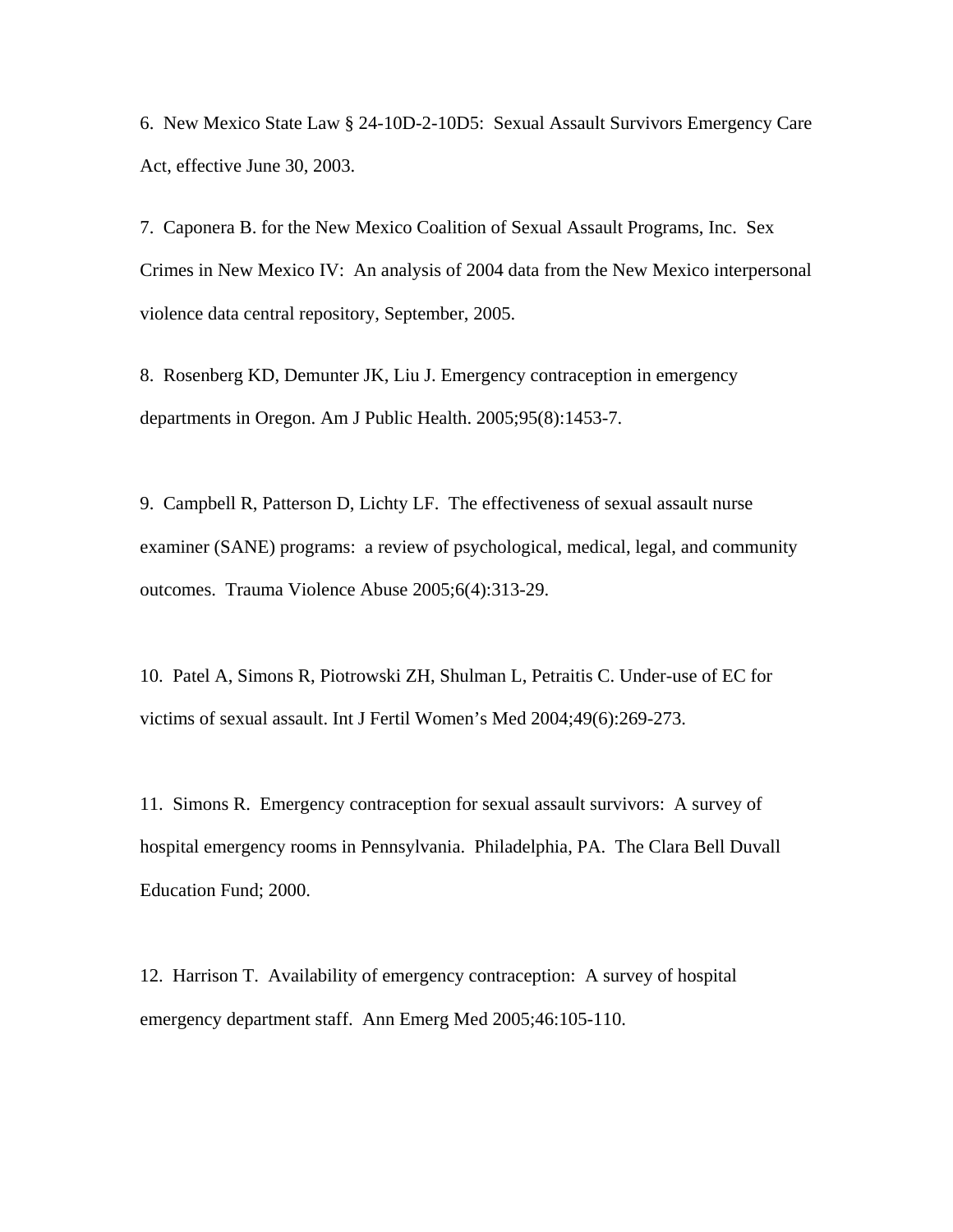6. New Mexico State Law § 24-10D-2-10D5: Sexual Assault Survivors Emergency Care Act, effective June 30, 2003.

7. Caponera B. for the New Mexico Coalition of Sexual Assault Programs, Inc. Sex Crimes in New Mexico IV: An analysis of 2004 data from the New Mexico interpersonal violence data central repository, September, 2005.

8. Rosenberg KD, Demunter JK, Liu J. Emergency contraception in emergency departments in Oregon. Am J Public Health. 2005;95(8):1453-7.

9. Campbell R, Patterson D, Lichty LF. The effectiveness of sexual assault nurse examiner (SANE) programs: a review of psychological, medical, legal, and community outcomes. Trauma Violence Abuse 2005;6(4):313-29.

10. Patel A, Simons R, Piotrowski ZH, Shulman L, Petraitis C. Under-use of EC for victims of sexual assault. Int J Fertil Women's Med 2004;49(6):269-273.

11. Simons R. Emergency contraception for sexual assault survivors: A survey of hospital emergency rooms in Pennsylvania. Philadelphia, PA. The Clara Bell Duvall Education Fund; 2000.

12. Harrison T. Availability of emergency contraception: A survey of hospital emergency department staff. Ann Emerg Med 2005;46:105-110.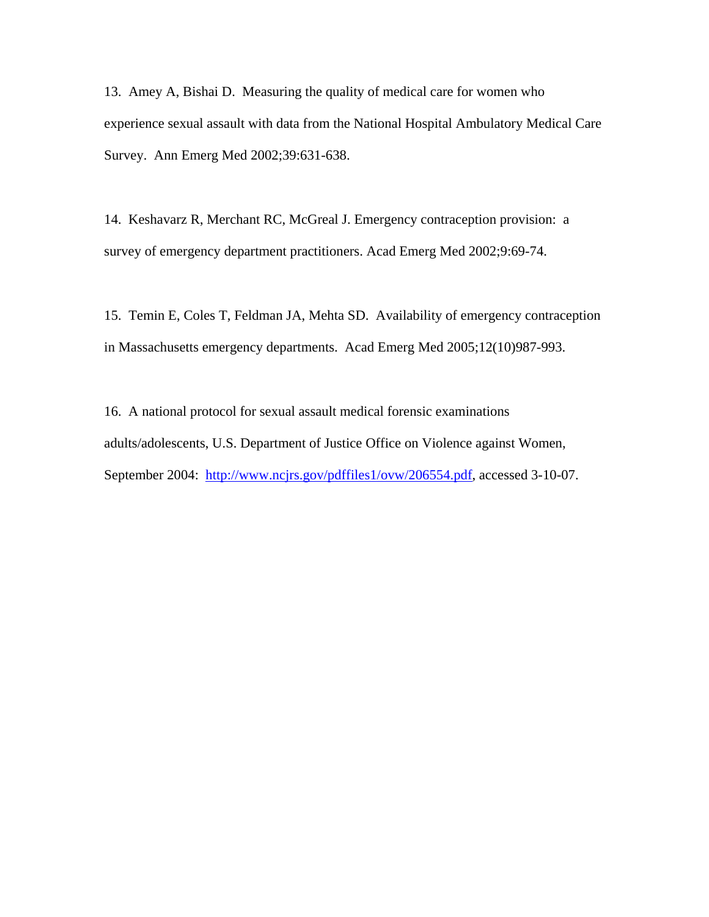13. Amey A, Bishai D. Measuring the quality of medical care for women who experience sexual assault with data from the National Hospital Ambulatory Medical Care Survey. Ann Emerg Med 2002;39:631-638.

14. Keshavarz R, Merchant RC, McGreal J. Emergency contraception provision: a survey of emergency department practitioners. Acad Emerg Med 2002;9:69-74.

15. Temin E, Coles T, Feldman JA, Mehta SD. Availability of emergency contraception in Massachusetts emergency departments. Acad Emerg Med 2005;12(10)987-993.

16. A national protocol for sexual assault medical forensic examinations adults/adolescents, U.S. Department of Justice Office on Violence against Women, September 2004: http://www.ncjrs.gov/pdffiles1/ovw/206554.pdf, accessed 3-10-07.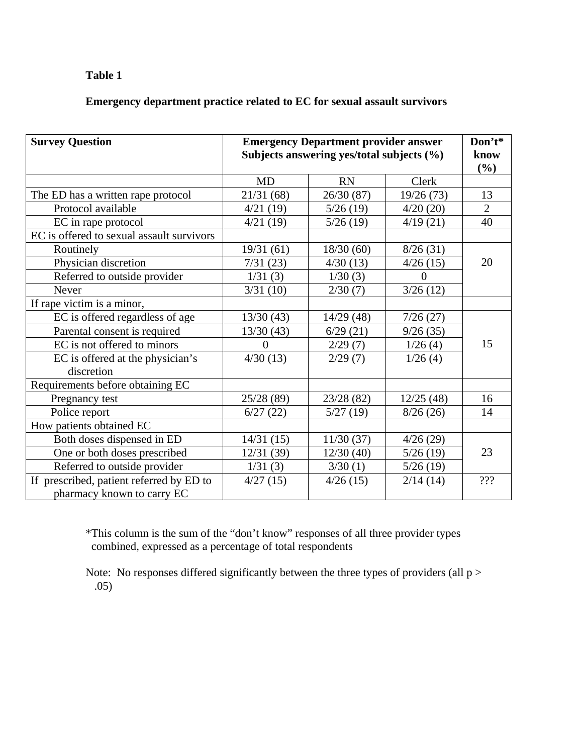**Table 1**

**Emergency department practice related to EC for sexual assault survivors**

| **Survey Question** | **Emergency Department provider answer Subjects answering yes/total subjects (%)** | | | **Don't* know (%)** |
|---|---|---|---|---|
| | MD | RN | Clerk | |
| The ED has a written rape protocol | 21/31 (68) | 26/30 (87) | 19/26 (73) | 13 |
| Protocol available | 4/21 (19) | 5/26 (19) | 4/20 (20) | 2 |
| EC in rape protocol | 4/21 (19) | 5/26 (19) | 4/19 (21) | 40 |
| EC is offered to sexual assault survivors | | | | |
| Routinely | 19/31 (61) | 18/30 (60) | 8/26 (31) | 20 |
| Physician discretion | 7/31 (23) | 4/30 (13) | 4/26 (15) | |
| Referred to outside provider | 1/31 (3) | 1/30 (3) | 0 | |
| Never | 3/31 (10) | 2/30 (7) | 3/26 (12) | |
| If rape victim is a minor, | | | | |
| EC is offered regardless of age | 13/30 (43) | 14/29 (48) | 7/26 (27) | 15 |
| Parental consent is required | 13/30 (43) | 6/29 (21) | 9/26 (35) | |
| EC is not offered to minors | 0 | 2/29 (7) | 1/26 (4) | |
| EC is offered at the physician's discretion | 4/30 (13) | 2/29 (7) | 1/26 (4) | |
| Requirements before obtaining EC | | | | |
| Pregnancy test | 25/28 (89) | 23/28 (82) | 12/25 (48) | 16 |
| Police report | 6/27 (22) | 5/27 (19) | 8/26 (26) | 14 |
| How patients obtained EC | | | | |
| Both doses dispensed in ED | 14/31 (15) | 11/30 (37) | 4/26 (29) | 23 |
| One or both doses prescribed | 12/31 (39) | 12/30 (40) | 5/26 (19) | |
| Referred to outside provider | 1/31 (3) | 3/30 (1) | 5/26 (19) | |
| If prescribed, patient referred by ED to pharmacy known to carry EC | 4/27 (15) | 4/26 (15) | 2/14 (14) | ??? |

*This column is the sum of the "don't know" responses of all three provider types combined, expressed as a percentage of total respondents

Note: No responses differed significantly between the three types of providers (all $p > .05$)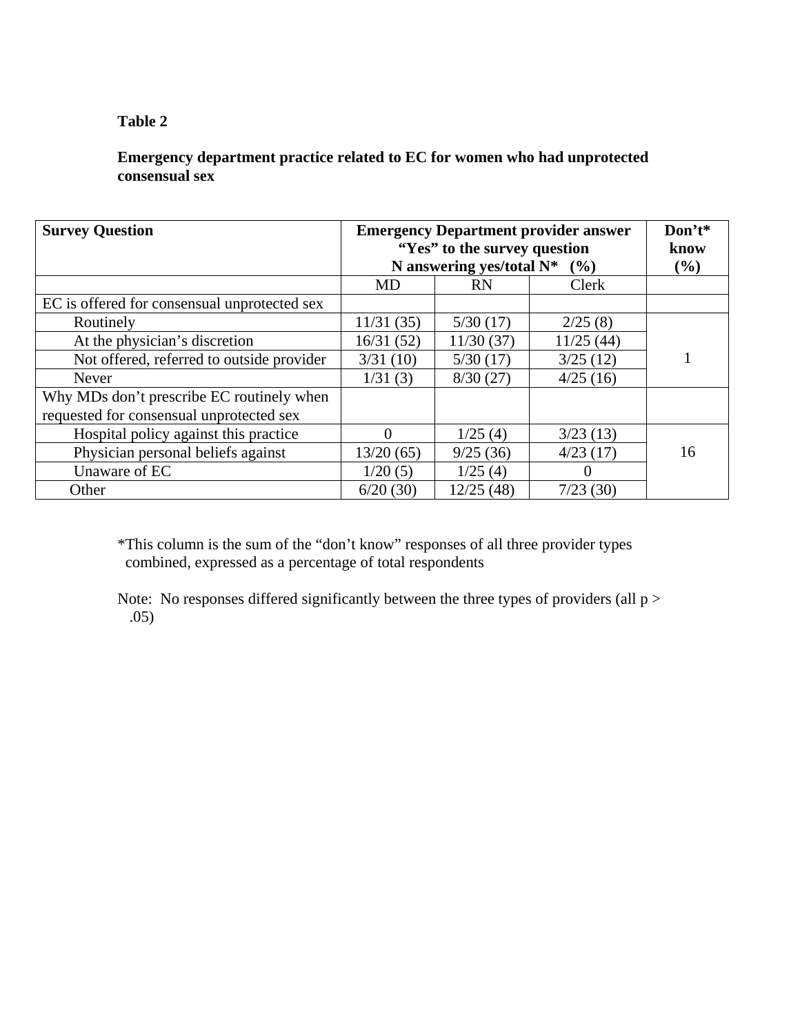**Table 2**

**Emergency department practice related to EC for women who had unprotected consensual sex**

| Survey Question | Emergency Department provider answer "Yes" to the survey question N answering yes/total N* (%) | | | Don't* know (%) |
|---|---|---|---|---|
| | MD | RN | Clerk | |
| EC is offered for consensual unprotected sex | | | | |
| Routinely | 11/31 (35) | 5/30 (17) | 2/25 (8) | 1 |
| At the physician's discretion | 16/31 (52) | 11/30 (37) | 11/25 (44) | |
| Not offered, referred to outside provider | 3/31 (10) | 5/30 (17) | 3/25 (12) | |
| Never | 1/31 (3) | 8/30 (27) | 4/25 (16) | |
| Why MDs don't prescribe EC routinely when requested for consensual unprotected sex | | | | |
| Hospital policy against this practice | 0 | 1/25 (4) | 3/23 (13) | 16 |
| Physician personal beliefs against | 13/20 (65) | 9/25 (36) | 4/23 (17) | |
| Unaware of EC | 1/20 (5) | 1/25 (4) | 0 | |
| Other | 6/20 (30) | 12/25 (48) | 7/23 (30) | |

*This column is the sum of the "don't know" responses of all three provider types combined, expressed as a percentage of total respondents

Note: No responses differed significantly between the three types of providers (all $p > .05$)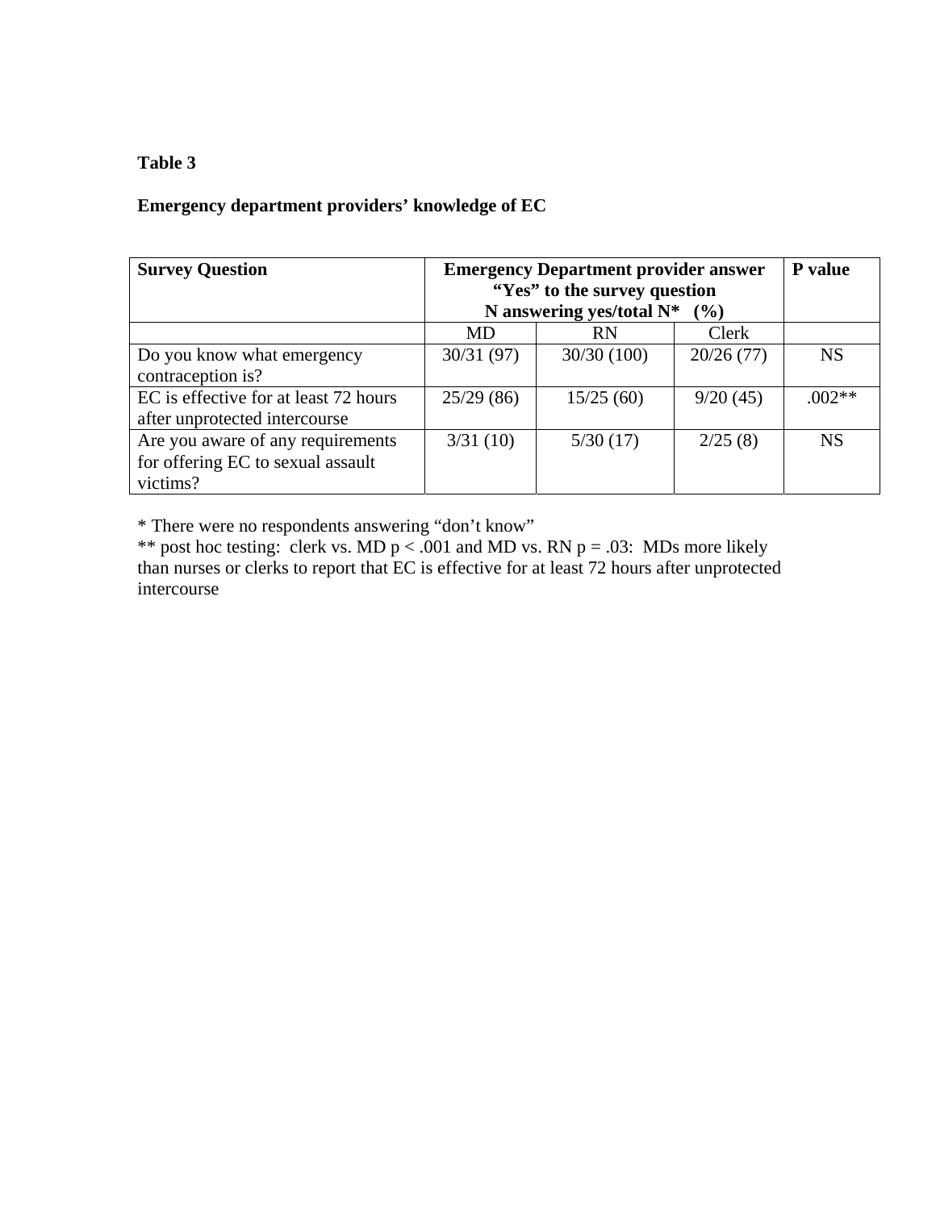**Table 3**

**Emergency department providers' knowledge of EC**

| **Survey Question** | **Emergency Department provider answer "Yes" to the survey question N answering yes/total N* (%)** | | | **P value** |
|---|---|---|---|---|
| | MD | RN | Clerk | |
| Do you know what emergency contraception is? | 30/31 (97) | 30/30 (100) | 20/26 (77) | NS |
| EC is effective for at least 72 hours after unprotected intercourse | 25/29 (86) | 15/25 (60) | 9/20 (45) | .002** |
| Are you aware of any requirements for offering EC to sexual assault victims? | 3/31 (10) | 5/30 (17) | 2/25 (8) | NS |

* There were no respondents answering "don't know"

** post hoc testing: clerk vs. MD $p < .001$ and MD vs. RN $p = .03$: MDs more likely than nurses or clerks to report that EC is effective for at least 72 hours after unprotected intercourse